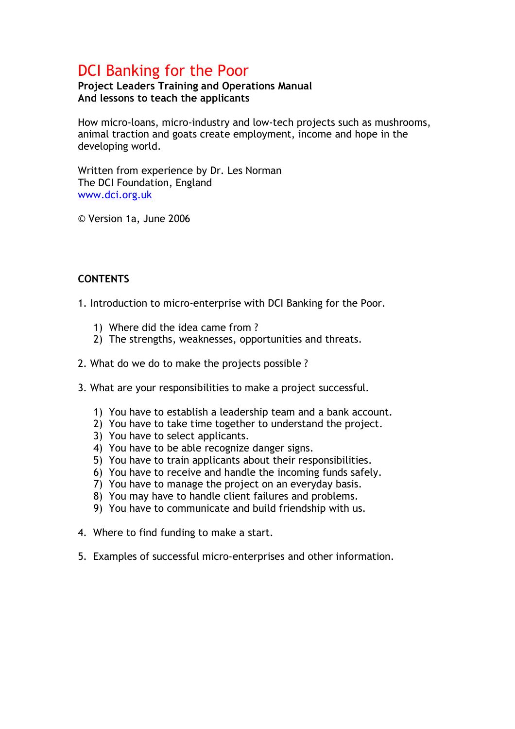# DCI Banking for the Poor

**Project Leaders Training and Operations Manual**
**And lessons to teach the applicants**

How micro-loans, micro-industry and low-tech projects such as mushrooms, animal traction and goats create employment, income and hope in the developing world.

Written from experience by Dr. Les Norman
The DCI Foundation, England
www.dci.org.uk

© Version 1a, June 2006

## CONTENTS

1. Introduction to micro-enterprise with DCI Banking for the Poor.

    1) Where did the idea came from ?
    2) The strengths, weaknesses, opportunities and threats.

2. What do we do to make the projects possible ?

3. What are your responsibilities to make a project successful.

    1) You have to establish a leadership team and a bank account.
    2) You have to take time together to understand the project.
    3) You have to select applicants.
    4) You have to be able recognize danger signs.
    5) You have to train applicants about their responsibilities.
    6) You have to receive and handle the incoming funds safely.
    7) You have to manage the project on an everyday basis.
    8) You may have to handle client failures and problems.
    9) You have to communicate and build friendship with us.

4. Where to find funding to make a start.

5. Examples of successful micro-enterprises and other information.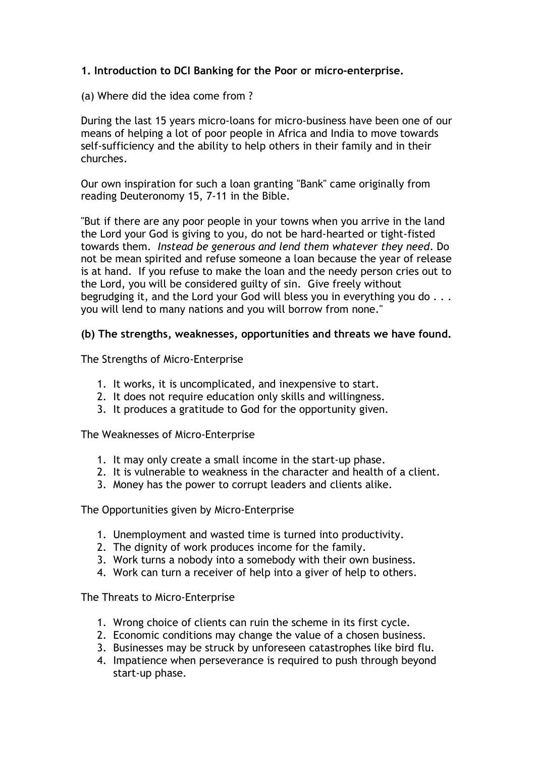**1. Introduction to DCI Banking for the Poor or micro-enterprise.**

(a) Where did the idea come from ?

During the last 15 years micro-loans for micro-business have been one of our means of helping a lot of poor people in Africa and India to move towards self-sufficiency and the ability to help others in their family and in their churches.

Our own inspiration for such a loan granting "Bank" came originally from reading Deuteronomy 15, 7-11 in the Bible.

"But if there are any poor people in your towns when you arrive in the land the Lord your God is giving to you, do not be hard-hearted or tight-fisted towards them. *Instead be generous and lend them whatever they need*. Do not be mean spirited and refuse someone a loan because the year of release is at hand. If you refuse to make the loan and the needy person cries out to the Lord, you will be considered guilty of sin. Give freely without begrudging it, and the Lord your God will bless you in everything you do . . . you will lend to many nations and you will borrow from none."

**(b) The strengths, weaknesses, opportunities and threats we have found.**

The Strengths of Micro-Enterprise

1. It works, it is uncomplicated, and inexpensive to start.
2. It does not require education only skills and willingness.
3. It produces a gratitude to God for the opportunity given.

The Weaknesses of Micro-Enterprise

1. It may only create a small income in the start-up phase.
2. It is vulnerable to weakness in the character and health of a client.
3. Money has the power to corrupt leaders and clients alike.

The Opportunities given by Micro-Enterprise

1. Unemployment and wasted time is turned into productivity.
2. The dignity of work produces income for the family.
3. Work turns a nobody into a somebody with their own business.
4. Work can turn a receiver of help into a giver of help to others.

The Threats to Micro-Enterprise

1. Wrong choice of clients can ruin the scheme in its first cycle.
2. Economic conditions may change the value of a chosen business.
3. Businesses may be struck by unforeseen catastrophes like bird flu.
4. Impatience when perseverance is required to push through beyond start-up phase.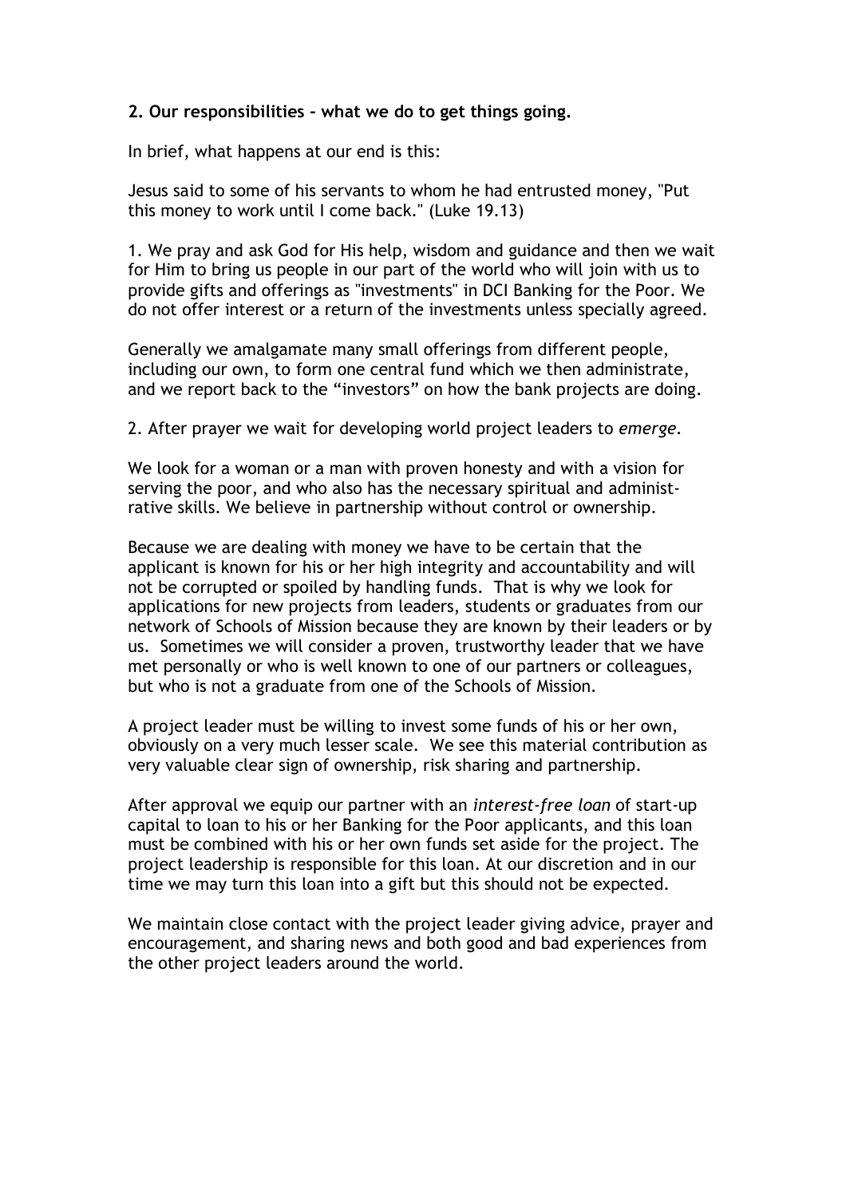## 2. Our responsibilities - what we do to get things going.

In brief, what happens at our end is this:

Jesus said to some of his servants to whom he had entrusted money, "Put this money to work until I come back." (Luke 19.13)

1. We pray and ask God for His help, wisdom and guidance and then we wait for Him to bring us people in our part of the world who will join with us to provide gifts and offerings as "investments" in DCI Banking for the Poor. We do not offer interest or a return of the investments unless specially agreed.

Generally we amalgamate many small offerings from different people, including our own, to form one central fund which we then administrate, and we report back to the "investors" on how the bank projects are doing.

2. After prayer we wait for developing world project leaders to *emerge*.

We look for a woman or a man with proven honesty and with a vision for serving the poor, and who also has the necessary spiritual and administrative skills. We believe in partnership without control or ownership.

Because we are dealing with money we have to be certain that the applicant is known for his or her high integrity and accountability and will not be corrupted or spoiled by handling funds. That is why we look for applications for new projects from leaders, students or graduates from our network of Schools of Mission because they are known by their leaders or by us. Sometimes we will consider a proven, trustworthy leader that we have met personally or who is well known to one of our partners or colleagues, but who is not a graduate from one of the Schools of Mission.

A project leader must be willing to invest some funds of his or her own, obviously on a very much lesser scale. We see this material contribution as very valuable clear sign of ownership, risk sharing and partnership.

After approval we equip our partner with an *interest-free loan* of start-up capital to loan to his or her Banking for the Poor applicants, and this loan must be combined with his or her own funds set aside for the project. The project leadership is responsible for this loan. At our discretion and in our time we may turn this loan into a gift but this should not be expected.

We maintain close contact with the project leader giving advice, prayer and encouragement, and sharing news and both good and bad experiences from the other project leaders around the world.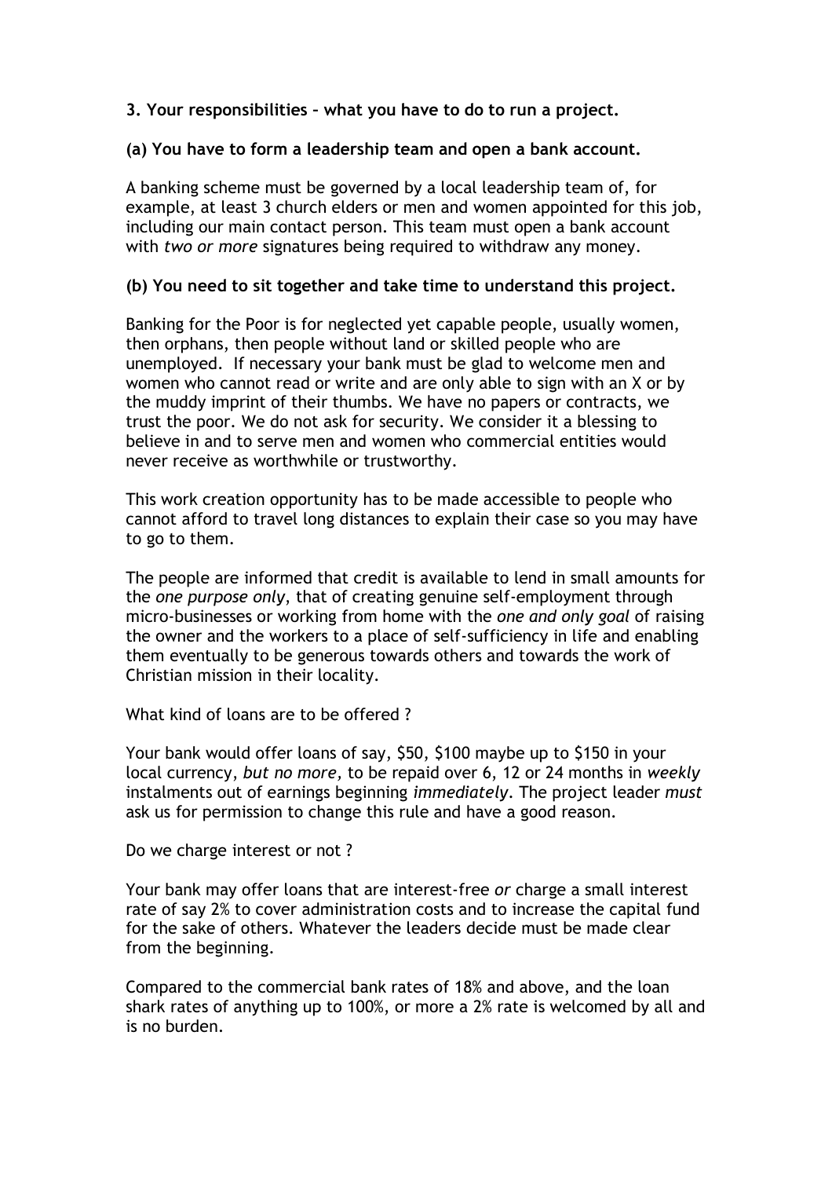### 3. Your responsibilities – what you have to do to run a project.

#### (a) You have to form a leadership team and open a bank account.

A banking scheme must be governed by a local leadership team of, for example, at least 3 church elders or men and women appointed for this job, including our main contact person. This team must open a bank account with *two or more* signatures being required to withdraw any money.

#### (b) You need to sit together and take time to understand this project.

Banking for the Poor is for neglected yet capable people, usually women, then orphans, then people without land or skilled people who are unemployed. If necessary your bank must be glad to welcome men and women who cannot read or write and are only able to sign with an X or by the muddy imprint of their thumbs. We have no papers or contracts, we trust the poor. We do not ask for security. We consider it a blessing to believe in and to serve men and women who commercial entities would never receive as worthwhile or trustworthy.

This work creation opportunity has to be made accessible to people who cannot afford to travel long distances to explain their case so you may have to go to them.

The people are informed that credit is available to lend in small amounts for the *one purpose only*, that of creating genuine self-employment through micro-businesses or working from home with the *one and only goal* of raising the owner and the workers to a place of self-sufficiency in life and enabling them eventually to be generous towards others and towards the work of Christian mission in their locality.

What kind of loans are to be offered ?

Your bank would offer loans of say, $50, $100 maybe up to $150 in your local currency, *but no more,* to be repaid over 6, 12 or 24 months in *weekly* instalments out of earnings beginning *immediately*. The project leader *must* ask us for permission to change this rule and have a good reason.

Do we charge interest or not ?

Your bank may offer loans that are interest-free *or* charge a small interest rate of say 2% to cover administration costs and to increase the capital fund for the sake of others. Whatever the leaders decide must be made clear from the beginning.

Compared to the commercial bank rates of 18% and above, and the loan shark rates of anything up to 100%, or more a 2% rate is welcomed by all and is no burden.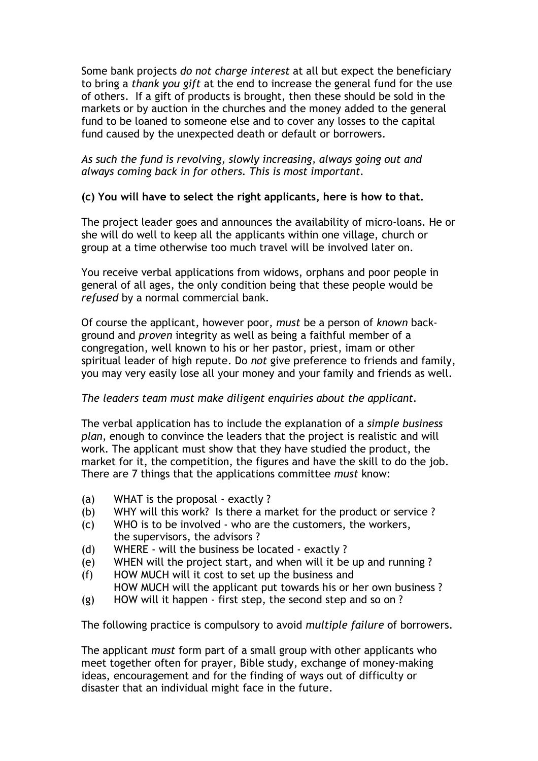Some bank projects *do not charge interest* at all but expect the beneficiary to bring a *thank you gift* at the end to increase the general fund for the use of others. If a gift of products is brought, then these should be sold in the markets or by auction in the churches and the money added to the general fund to be loaned to someone else and to cover any losses to the capital fund caused by the unexpected death or default or borrowers.

*As such the fund is revolving, slowly increasing, always going out and always coming back in for others. This is most important.*

**(c) You will have to select the right applicants, here is how to that.**

The project leader goes and announces the availability of micro-loans. He or she will do well to keep all the applicants within one village, church or group at a time otherwise too much travel will be involved later on.

You receive verbal applications from widows, orphans and poor people in general of all ages, the only condition being that these people would be *refused* by a normal commercial bank.

Of course the applicant, however poor, *must* be a person of *known* back-ground and *proven* integrity as well as being a faithful member of a congregation, well known to his or her pastor, priest, imam or other spiritual leader of high repute. Do *not* give preference to friends and family, you may very easily lose all your money and your family and friends as well.

*The leaders team must make diligent enquiries about the applicant.*

The verbal application has to include the explanation of a *simple business plan*, enough to convince the leaders that the project is realistic and will work. The applicant must show that they have studied the product, the market for it, the competition, the figures and have the skill to do the job. There are 7 things that the applications committee *must* know:

- (a) WHAT is the proposal - exactly ?
- (b) WHY will this work? Is there a market for the product or service ?
- (c) WHO is to be involved - who are the customers, the workers, the supervisors, the advisors ?
- (d) WHERE - will the business be located - exactly ?
- (e) WHEN will the project start, and when will it be up and running ?
- (f) HOW MUCH will it cost to set up the business and HOW MUCH will the applicant put towards his or her own business ?
- (g) HOW will it happen - first step, the second step and so on ?

The following practice is compulsory to avoid *multiple failure* of borrowers.

The applicant *must* form part of a small group with other applicants who meet together often for prayer, Bible study, exchange of money-making ideas, encouragement and for the finding of ways out of difficulty or disaster that an individual might face in the future.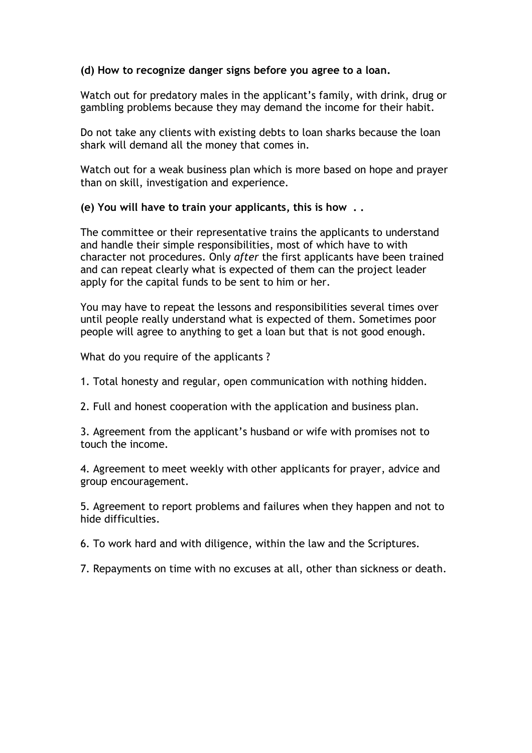**(d) How to recognize danger signs before you agree to a loan.**

Watch out for predatory males in the applicant's family, with drink, drug or gambling problems because they may demand the income for their habit.

Do not take any clients with existing debts to loan sharks because the loan shark will demand all the money that comes in.

Watch out for a weak business plan which is more based on hope and prayer than on skill, investigation and experience.

**(e) You will have to train your applicants, this is how . .**

The committee or their representative trains the applicants to understand and handle their simple responsibilities, most of which have to with character not procedures. Only *after* the first applicants have been trained and can repeat clearly what is expected of them can the project leader apply for the capital funds to be sent to him or her.

You may have to repeat the lessons and responsibilities several times over until people really understand what is expected of them. Sometimes poor people will agree to anything to get a loan but that is not good enough.

What do you require of the applicants ?

1. Total honesty and regular, open communication with nothing hidden.

2. Full and honest cooperation with the application and business plan.

3. Agreement from the applicant's husband or wife with promises not to touch the income.

4. Agreement to meet weekly with other applicants for prayer, advice and group encouragement.

5. Agreement to report problems and failures when they happen and not to hide difficulties.

6. To work hard and with diligence, within the law and the Scriptures.

7. Repayments on time with no excuses at all, other than sickness or death.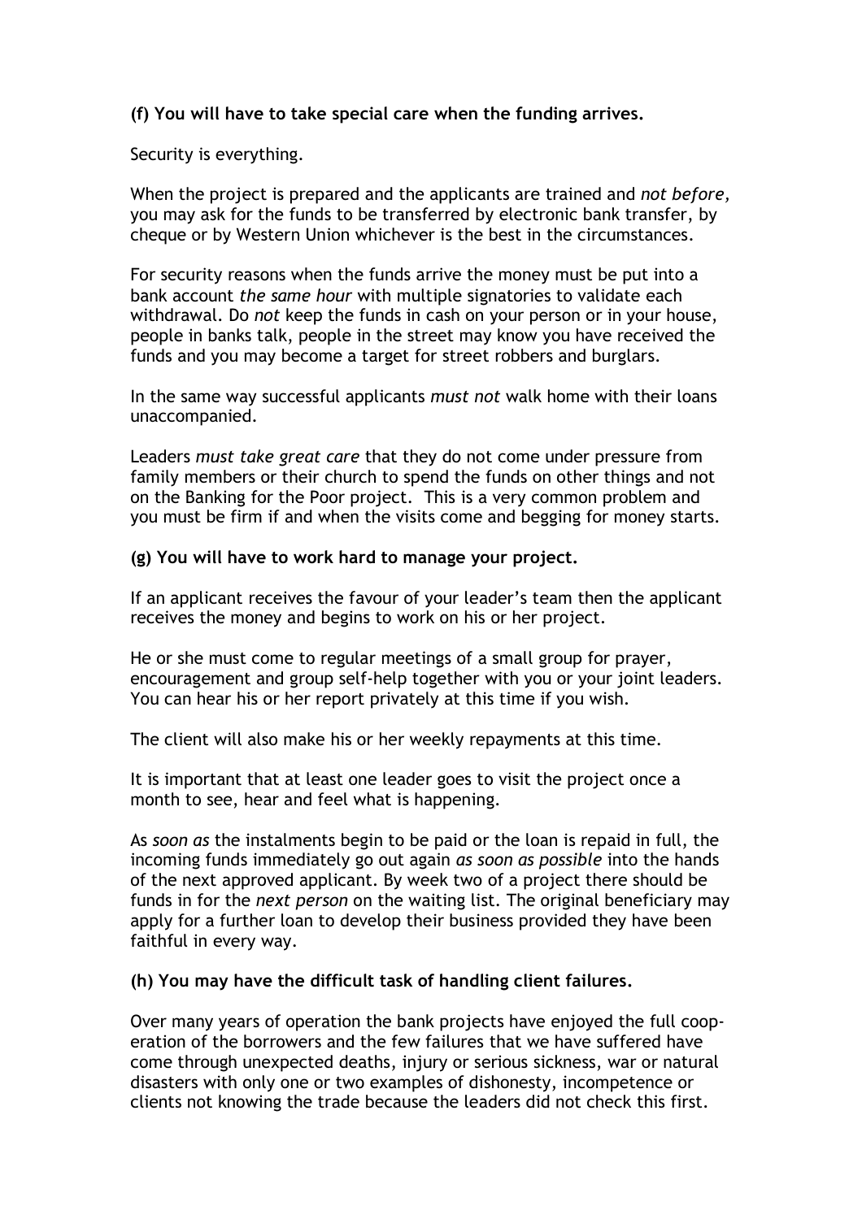**(f) You will have to take special care when the funding arrives.**

Security is everything.

When the project is prepared and the applicants are trained and *not before,* you may ask for the funds to be transferred by electronic bank transfer, by cheque or by Western Union whichever is the best in the circumstances.

For security reasons when the funds arrive the money must be put into a bank account *the same hour* with multiple signatories to validate each withdrawal. Do *not* keep the funds in cash on your person or in your house, people in banks talk, people in the street may know you have received the funds and you may become a target for street robbers and burglars.

In the same way successful applicants *must not* walk home with their loans unaccompanied.

Leaders *must take great care* that they do not come under pressure from family members or their church to spend the funds on other things and not on the Banking for the Poor project. This is a very common problem and you must be firm if and when the visits come and begging for money starts.

**(g) You will have to work hard to manage your project.**

If an applicant receives the favour of your leader's team then the applicant receives the money and begins to work on his or her project.

He or she must come to regular meetings of a small group for prayer, encouragement and group self-help together with you or your joint leaders. You can hear his or her report privately at this time if you wish.

The client will also make his or her weekly repayments at this time.

It is important that at least one leader goes to visit the project once a month to see, hear and feel what is happening.

As *soon as* the instalments begin to be paid or the loan is repaid in full, the incoming funds immediately go out again *as soon as possible* into the hands of the next approved applicant. By week two of a project there should be funds in for the *next person* on the waiting list. The original beneficiary may apply for a further loan to develop their business provided they have been faithful in every way.

**(h) You may have the difficult task of handling client failures.**

Over many years of operation the bank projects have enjoyed the full cooperation of the borrowers and the few failures that we have suffered have come through unexpected deaths, injury or serious sickness, war or natural disasters with only one or two examples of dishonesty, incompetence or clients not knowing the trade because the leaders did not check this first.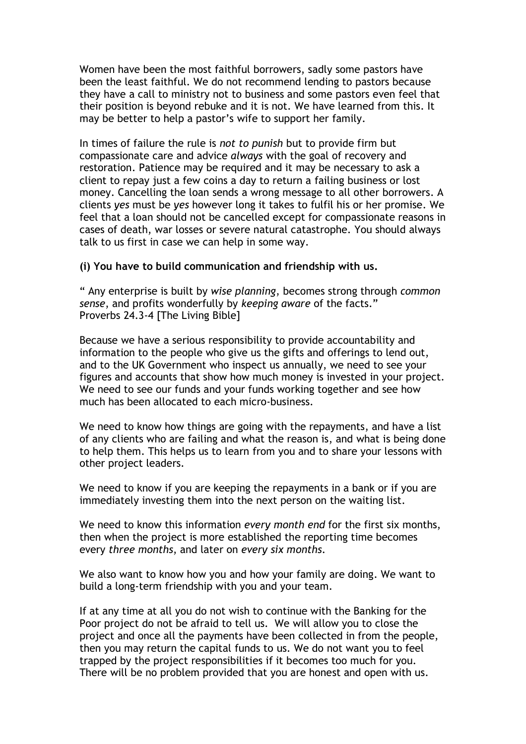Women have been the most faithful borrowers, sadly some pastors have been the least faithful. We do not recommend lending to pastors because they have a call to ministry not to business and some pastors even feel that their position is beyond rebuke and it is not. We have learned from this. It may be better to help a pastor's wife to support her family.

In times of failure the rule is *not to punish* but to provide firm but compassionate care and advice *always* with the goal of recovery and restoration. Patience may be required and it may be necessary to ask a client to repay just a few coins a day to return a failing business or lost money. Cancelling the loan sends a wrong message to all other borrowers. A clients *yes* must be *yes* however long it takes to fulfil his or her promise. We feel that a loan should not be cancelled except for compassionate reasons in cases of death, war losses or severe natural catastrophe. You should always talk to us first in case we can help in some way.

**(i) You have to build communication and friendship with us.**

" Any enterprise is built by *wise planning*, becomes strong through *common sense*, and profits wonderfully by *keeping aware* of the facts."
Proverbs 24.3-4 [The Living Bible]

Because we have a serious responsibility to provide accountability and information to the people who give us the gifts and offerings to lend out, and to the UK Government who inspect us annually, we need to see your figures and accounts that show how much money is invested in your project. We need to see our funds and your funds working together and see how much has been allocated to each micro-business.

We need to know how things are going with the repayments, and have a list of any clients who are failing and what the reason is, and what is being done to help them. This helps us to learn from you and to share your lessons with other project leaders.

We need to know if you are keeping the repayments in a bank or if you are immediately investing them into the next person on the waiting list.

We need to know this information *every month end* for the first six months, then when the project is more established the reporting time becomes every *three months*, and later on *every six months*.

We also want to know how you and how your family are doing. We want to build a long-term friendship with you and your team.

If at any time at all you do not wish to continue with the Banking for the Poor project do not be afraid to tell us. We will allow you to close the project and once all the payments have been collected in from the people, then you may return the capital funds to us. We do not want you to feel trapped by the project responsibilities if it becomes too much for you. There will be no problem provided that you are honest and open with us.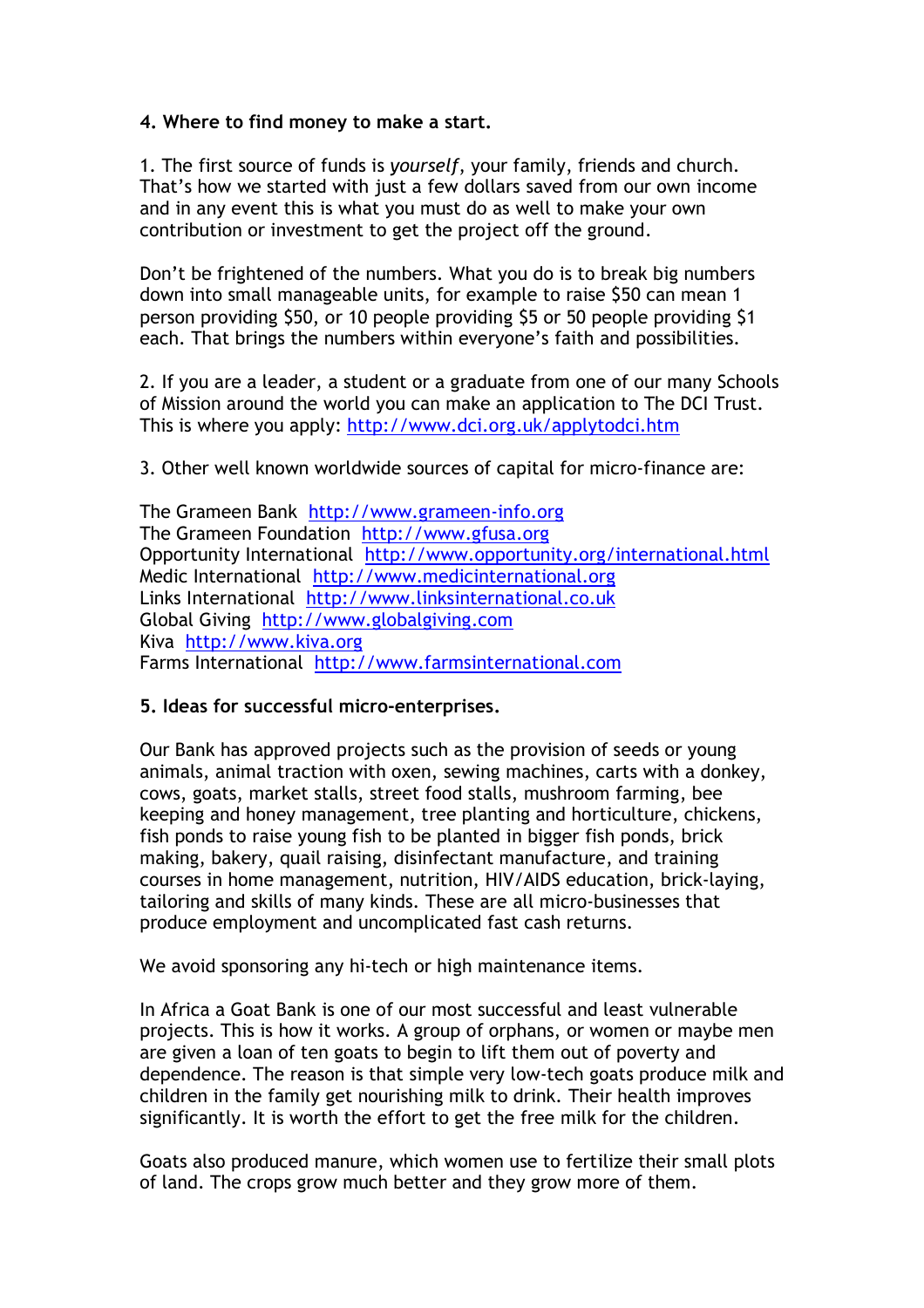**4. Where to find money to make a start.**

1. The first source of funds is *yourself*, your family, friends and church. That's how we started with just a few dollars saved from our own income and in any event this is what you must do as well to make your own contribution or investment to get the project off the ground.

Don't be frightened of the numbers. What you do is to break big numbers down into small manageable units, for example to raise $50 can mean 1 person providing $50, or 10 people providing $5 or 50 people providing $1 each. That brings the numbers within everyone's faith and possibilities.

2. If you are a leader, a student or a graduate from one of our many Schools of Mission around the world you can make an application to The DCI Trust. This is where you apply: http://www.dci.org.uk/applytodci.htm

3. Other well known worldwide sources of capital for micro-finance are:

The Grameen Bank http://www.grameen-info.org
The Grameen Foundation http://www.gfusa.org
Opportunity International http://www.opportunity.org/international.html
Medic International http://www.medicinternational.org
Links International http://www.linksinternational.co.uk
Global Giving http://www.globalgiving.com
Kiva http://www.kiva.org
Farms International http://www.farmsinternational.com

**5. Ideas for successful micro-enterprises.**

Our Bank has approved projects such as the provision of seeds or young animals, animal traction with oxen, sewing machines, carts with a donkey, cows, goats, market stalls, street food stalls, mushroom farming, bee keeping and honey management, tree planting and horticulture, chickens, fish ponds to raise young fish to be planted in bigger fish ponds, brick making, bakery, quail raising, disinfectant manufacture, and training courses in home management, nutrition, HIV/AIDS education, brick-laying, tailoring and skills of many kinds. These are all micro-businesses that produce employment and uncomplicated fast cash returns.

We avoid sponsoring any hi-tech or high maintenance items.

In Africa a Goat Bank is one of our most successful and least vulnerable projects. This is how it works. A group of orphans, or women or maybe men are given a loan of ten goats to begin to lift them out of poverty and dependence. The reason is that simple very low-tech goats produce milk and children in the family get nourishing milk to drink. Their health improves significantly. It is worth the effort to get the free milk for the children.

Goats also produced manure, which women use to fertilize their small plots of land. The crops grow much better and they grow more of them.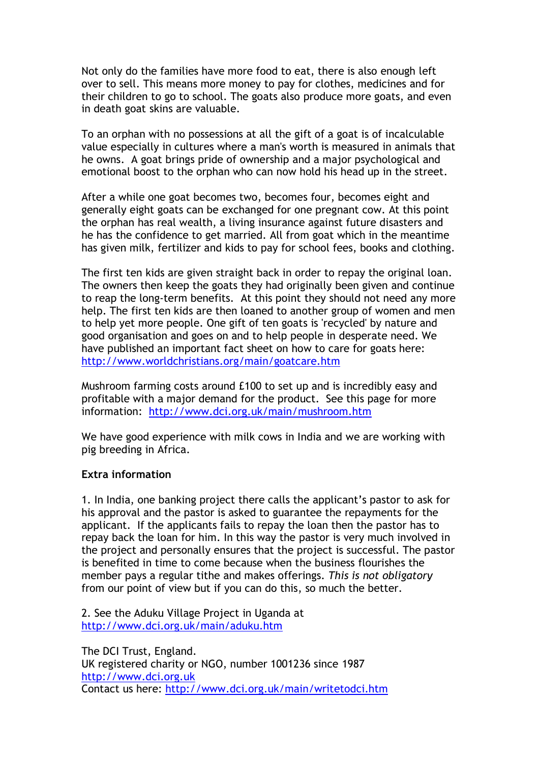Not only do the families have more food to eat, there is also enough left over to sell. This means more money to pay for clothes, medicines and for their children to go to school. The goats also produce more goats, and even in death goat skins are valuable.

To an orphan with no possessions at all the gift of a goat is of incalculable value especially in cultures where a man's worth is measured in animals that he owns. A goat brings pride of ownership and a major psychological and emotional boost to the orphan who can now hold his head up in the street.

After a while one goat becomes two, becomes four, becomes eight and generally eight goats can be exchanged for one pregnant cow. At this point the orphan has real wealth, a living insurance against future disasters and he has the confidence to get married. All from goat which in the meantime has given milk, fertilizer and kids to pay for school fees, books and clothing.

The first ten kids are given straight back in order to repay the original loan. The owners then keep the goats they had originally been given and continue to reap the long-term benefits. At this point they should not need any more help. The first ten kids are then loaned to another group of women and men to help yet more people. One gift of ten goats is 'recycled' by nature and good organisation and goes on and to help people in desperate need. We have published an important fact sheet on how to care for goats here: http://www.worldchristians.org/main/goatcare.htm

Mushroom farming costs around £100 to set up and is incredibly easy and profitable with a major demand for the product. See this page for more information: http://www.dci.org.uk/main/mushroom.htm

We have good experience with milk cows in India and we are working with pig breeding in Africa.

**Extra information**

1. In India, one banking project there calls the applicant's pastor to ask for his approval and the pastor is asked to guarantee the repayments for the applicant. If the applicants fails to repay the loan then the pastor has to repay back the loan for him. In this way the pastor is very much involved in the project and personally ensures that the project is successful. The pastor is benefited in time to come because when the business flourishes the member pays a regular tithe and makes offerings. *This is not obligatory* from our point of view but if you can do this, so much the better.

2. See the Aduku Village Project in Uganda at http://www.dci.org.uk/main/aduku.htm

The DCI Trust, England.
UK registered charity or NGO, number 1001236 since 1987
http://www.dci.org.uk
Contact us here: http://www.dci.org.uk/main/writetodci.htm